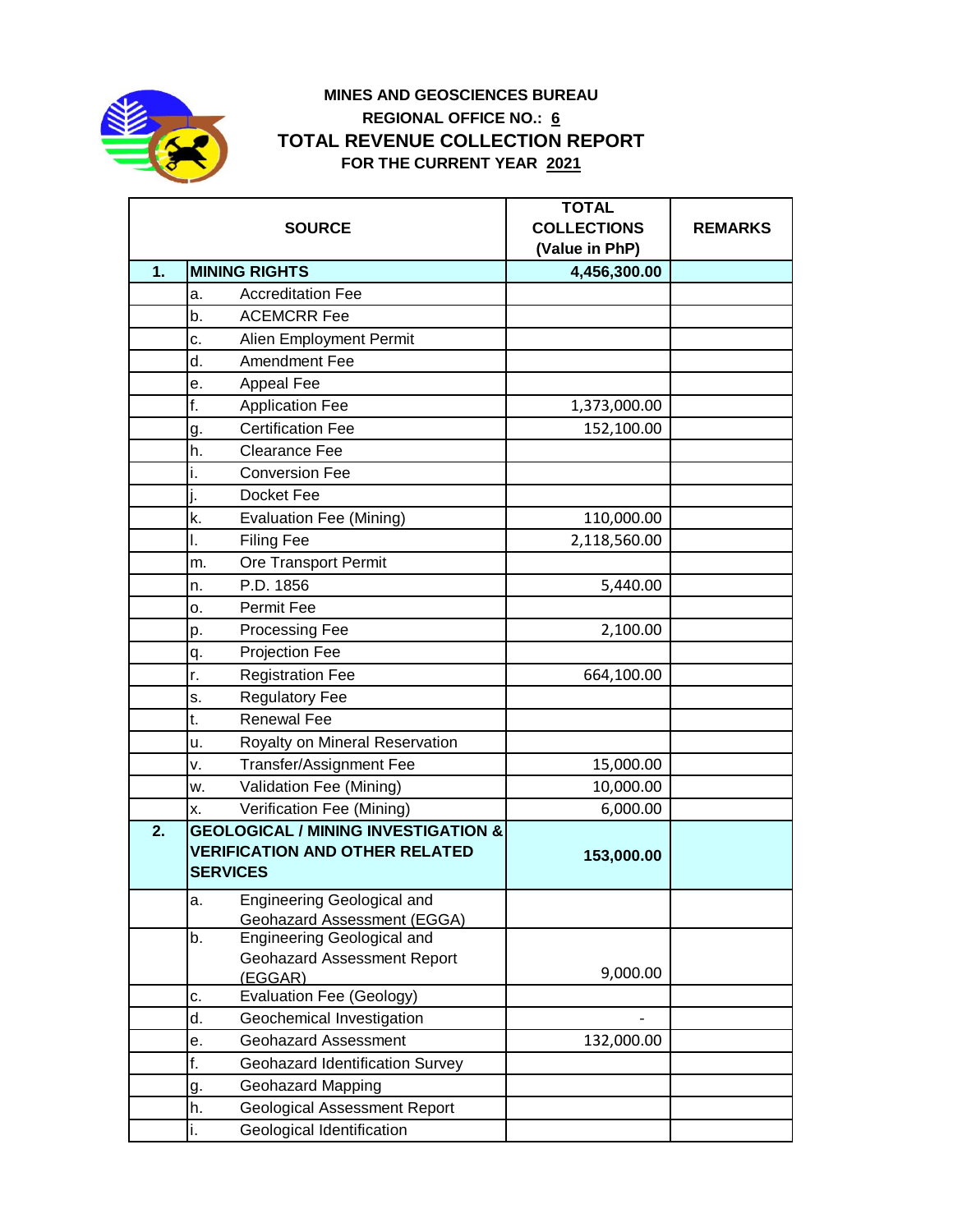**MINES AND GEOSCIENCES BUREAU**

**REGIONAL OFFICE NO.: 6**

# TOTAL REVENUE COLLECTION REPORT

**FOR THE CURRENT YEAR 2021**

| | SOURCE | | TOTAL COLLECTIONS (Value in PhP) | REMARKS |
|---|---|---|---|---|
| **1.** | **MINING RIGHTS** | | **4,456,300.00** | |
| | a. | Accreditation Fee | | |
| | b. | ACEMCRR Fee | | |
| | c. | Alien Employment Permit | | |
| | d. | Amendment Fee | | |
| | e. | Appeal Fee | | |
| | f. | Application Fee | 1,373,000.00 | |
| | g. | Certification Fee | 152,100.00 | |
| | h. | Clearance Fee | | |
| | i. | Conversion Fee | | |
| | j. | Docket Fee | | |
| | k. | Evaluation Fee (Mining) | 110,000.00 | |
| | l. | Filing Fee | 2,118,560.00 | |
| | m. | Ore Transport Permit | | |
| | n. | P.D. 1856 | 5,440.00 | |
| | o. | Permit Fee | | |
| | p. | Processing Fee | 2,100.00 | |
| | q. | Projection Fee | | |
| | r. | Registration Fee | 664,100.00 | |
| | s. | Regulatory Fee | | |
| | t. | Renewal Fee | | |
| | u. | Royalty on Mineral Reservation | | |
| | v. | Transfer/Assignment Fee | 15,000.00 | |
| | w. | Validation Fee (Mining) | 10,000.00 | |
| | x. | Verification Fee (Mining) | 6,000.00 | |
| **2.** | **GEOLOGICAL / MINING INVESTIGATION & VERIFICATION AND OTHER RELATED SERVICES** | | **153,000.00** | |
| | a. | Engineering Geological and Geohazard Assessment (EGGA) | | |
| | b. | Engineering Geological and Geohazard Assessment Report (EGGAR) | 9,000.00 | |
| | c. | Evaluation Fee (Geology) | | |
| | d. | Geochemical Investigation | - | |
| | e. | Geohazard Assessment | 132,000.00 | |
| | f. | Geohazard Identification Survey | | |
| | g. | Geohazard Mapping | | |
| | h. | Geological Assessment Report | | |
| | i. | Geological Identification | | |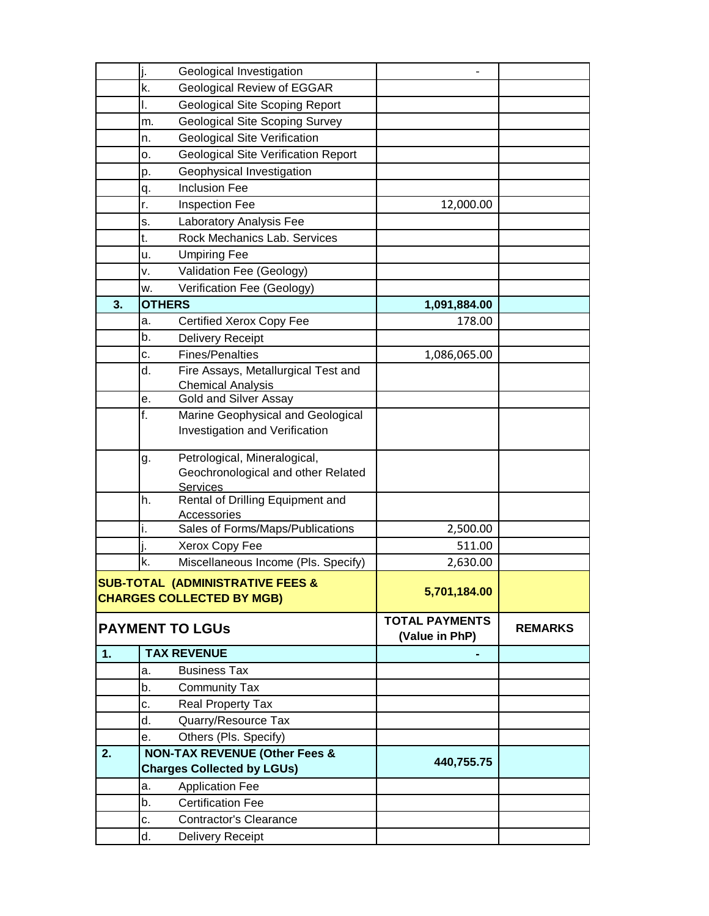| | | | | |
|---|---|---|---|---|
| | j. | Geological Investigation | - | |
| | k. | Geological Review of EGGAR | | |
| | l. | Geological Site Scoping Report | | |
| | m. | Geological Site Scoping Survey | | |
| | n. | Geological Site Verification | | |
| | o. | Geological Site Verification Report | | |
| | p. | Geophysical Investigation | | |
| | q. | Inclusion Fee | | |
| | r. | Inspection Fee | 12,000.00 | |
| | s. | Laboratory Analysis Fee | | |
| | t. | Rock Mechanics Lab. Services | | |
| | u. | Umpiring Fee | | |
| | v. | Validation Fee (Geology) | | |
| | w. | Verification Fee (Geology) | | |
| **3.** | **OTHERS** | | **1,091,884.00** | |
| | a. | Certified Xerox Copy Fee | 178.00 | |
| | b. | Delivery Receipt | | |
| | c. | Fines/Penalties | 1,086,065.00 | |
| | d. | Fire Assays, Metallurgical Test and Chemical Analysis | | |
| | e. | Gold and Silver Assay | | |
| | f. | Marine Geophysical and Geological Investigation and Verification | | |
| | g. | Petrological, Mineralogical, Geochronological and other Related Services | | |
| | h. | Rental of Drilling Equipment and Accessories | | |
| | i. | Sales of Forms/Maps/Publications | 2,500.00 | |
| | j. | Xerox Copy Fee | 511.00 | |
| | k. | Miscellaneous Income (Pls. Specify) | 2,630.00 | |
| **SUB-TOTAL (ADMINISTRATIVE FEES & CHARGES COLLECTED BY MGB)** | | | **5,701,184.00** | |
| **PAYMENT TO LGUs** | | | **TOTAL PAYMENTS (Value in PhP)** | **REMARKS** |
| **1.** | **TAX REVENUE** | | **-** | |
| | a. | Business Tax | | |
| | b. | Community Tax | | |
| | c. | Real Property Tax | | |
| | d. | Quarry/Resource Tax | | |
| | e. | Others (Pls. Specify) | | |
| **2.** | **NON-TAX REVENUE (Other Fees & Charges Collected by LGUs)** | | **440,755.75** | |
| | a. | Application Fee | | |
| | b. | Certification Fee | | |
| | c. | Contractor's Clearance | | |
| | d. | Delivery Receipt | | |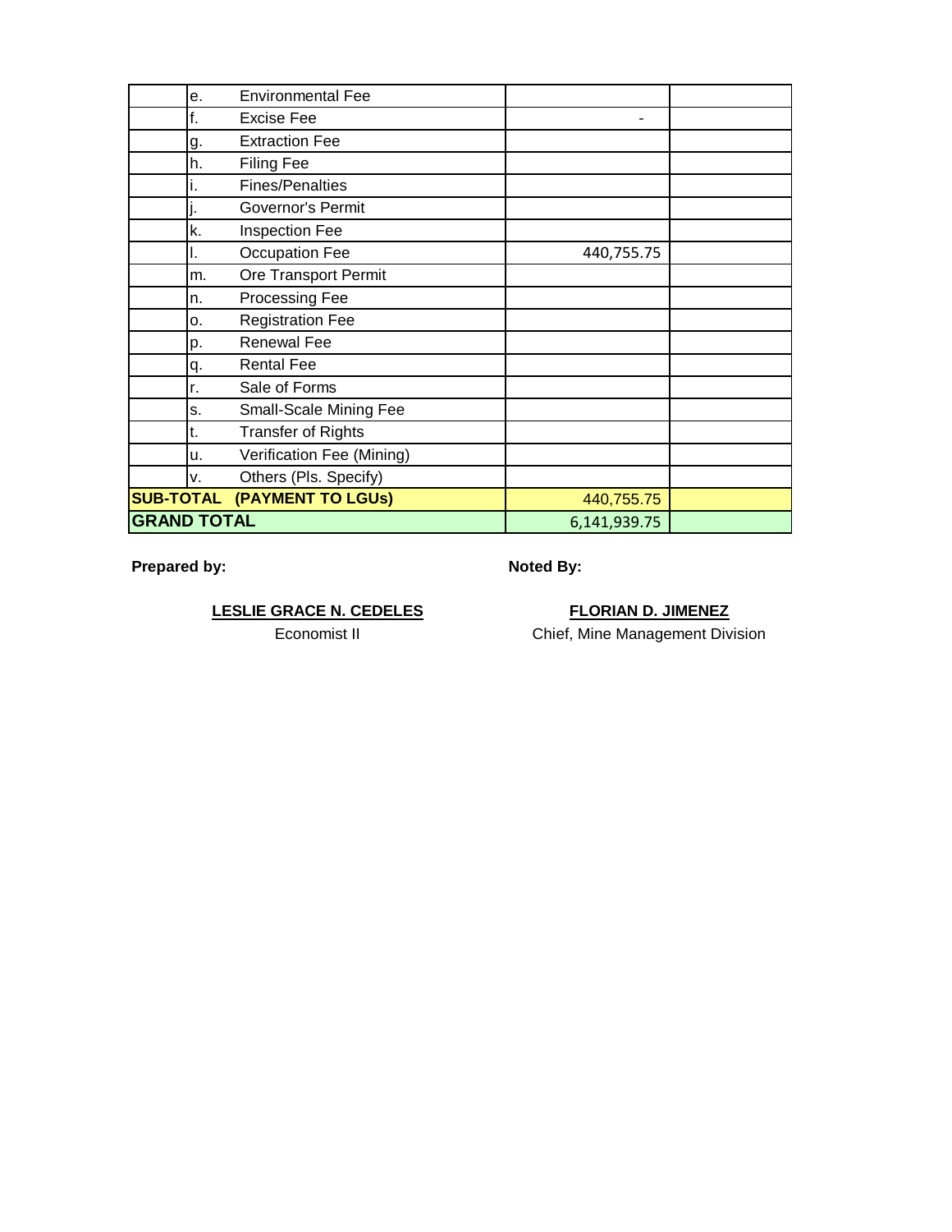| | | | | |
|---|---|---|---|---|
| | e. | Environmental Fee | | |
| | f. | Excise Fee | - | |
| | g. | Extraction Fee | | |
| | h. | Filing Fee | | |
| | i. | Fines/Penalties | | |
| | j. | Governor's Permit | | |
| | k. | Inspection Fee | | |
| | l. | Occupation Fee | 440,755.75 | |
| | m. | Ore Transport Permit | | |
| | n. | Processing Fee | | |
| | o. | Registration Fee | | |
| | p. | Renewal Fee | | |
| | q. | Rental Fee | | |
| | r. | Sale of Forms | | |
| | s. | Small-Scale Mining Fee | | |
| | t. | Transfer of Rights | | |
| | u. | Verification Fee (Mining) | | |
| | v. | Others (Pls. Specify) | | |
| **SUB-TOTAL (PAYMENT TO LGUs)** | | | 440,755.75 | |
| **GRAND TOTAL** | | | 6,141,939.75 | |

**Prepared by:**

**LESLIE GRACE N. CEDELES**
Economist II

**Noted By:**

**FLORIAN D. JIMENEZ**
Chief, Mine Management Division